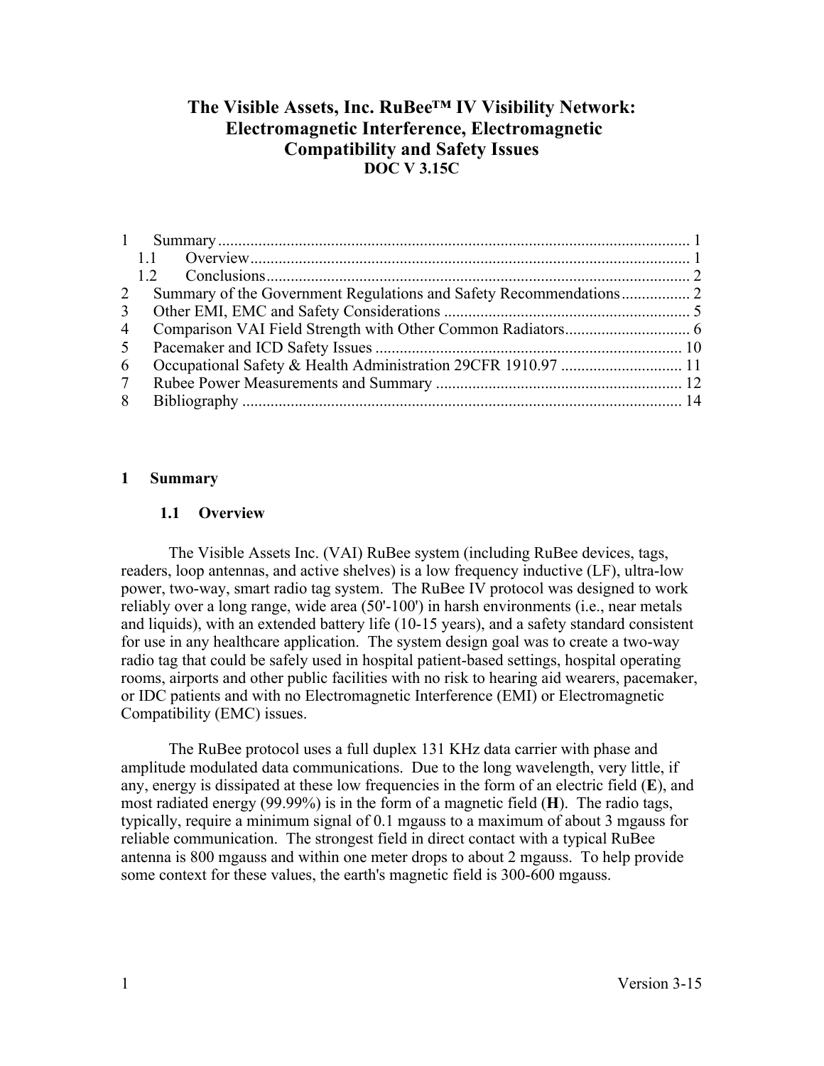# The Visible Assets, Inc. RuBee™ IV Visibility Network: Electromagnetic Interference, Electromagnetic Compatibility and Safety Issues

**DOC V 3.15C**

1 Summary ..... 1
 1.1 Overview ..... 1
 1.2 Conclusions ..... 2
2 Summary of the Government Regulations and Safety Recommendations ..... 2
3 Other EMI, EMC and Safety Considerations ..... 5
4 Comparison VAI Field Strength with Other Common Radiators ..... 6
5 Pacemaker and ICD Safety Issues ..... 10
6 Occupational Safety & Health Administration 29CFR 1910.97 ..... 11
7 Rubee Power Measurements and Summary ..... 12
8 Bibliography ..... 14

## 1 Summary

### 1.1 Overview

The Visible Assets Inc. (VAI) RuBee system (including RuBee devices, tags, readers, loop antennas, and active shelves) is a low frequency inductive (LF), ultra-low power, two-way, smart radio tag system. The RuBee IV protocol was designed to work reliably over a long range, wide area (50'-100') in harsh environments (i.e., near metals and liquids), with an extended battery life (10-15 years), and a safety standard consistent for use in any healthcare application. The system design goal was to create a two-way radio tag that could be safely used in hospital patient-based settings, hospital operating rooms, airports and other public facilities with no risk to hearing aid wearers, pacemaker, or IDC patients and with no Electromagnetic Interference (EMI) or Electromagnetic Compatibility (EMC) issues.

The RuBee protocol uses a full duplex 131 KHz data carrier with phase and amplitude modulated data communications. Due to the long wavelength, very little, if any, energy is dissipated at these low frequencies in the form of an electric field (**E**), and most radiated energy (99.99%) is in the form of a magnetic field (**H**). The radio tags, typically, require a minimum signal of 0.1 mgauss to a maximum of about 3 mgauss for reliable communication. The strongest field in direct contact with a typical RuBee antenna is 800 mgauss and within one meter drops to about 2 mgauss. To help provide some context for these values, the earth's magnetic field is 300-600 mgauss.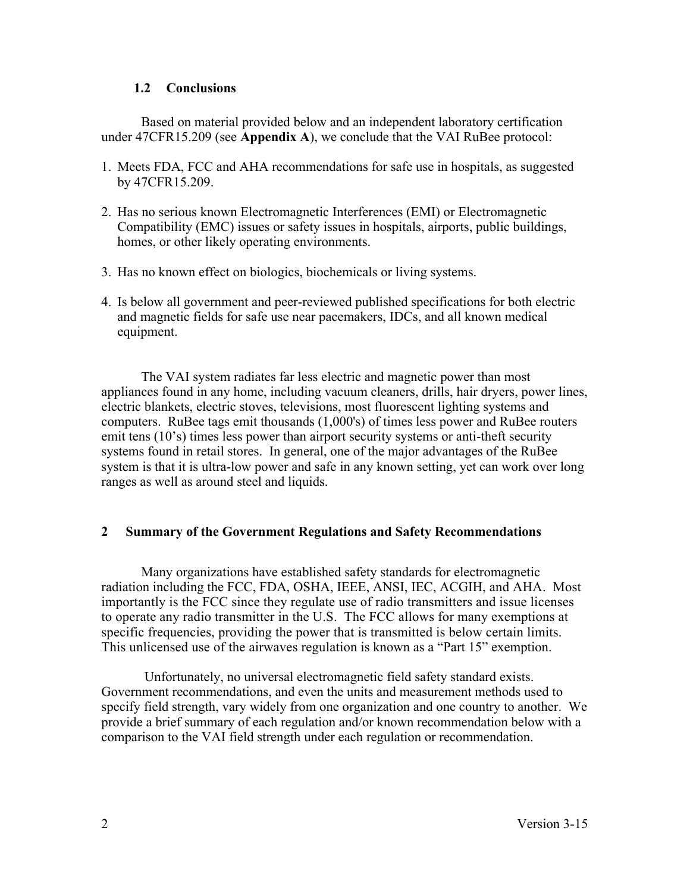### 1.2 Conclusions

Based on material provided below and an independent laboratory certification under 47CFR15.209 (see **Appendix A**), we conclude that the VAI RuBee protocol:

1. Meets FDA, FCC and AHA recommendations for safe use in hospitals, as suggested by 47CFR15.209.
2. Has no serious known Electromagnetic Interferences (EMI) or Electromagnetic Compatibility (EMC) issues or safety issues in hospitals, airports, public buildings, homes, or other likely operating environments.
3. Has no known effect on biologics, biochemicals or living systems.
4. Is below all government and peer-reviewed published specifications for both electric and magnetic fields for safe use near pacemakers, IDCs, and all known medical equipment.

The VAI system radiates far less electric and magnetic power than most appliances found in any home, including vacuum cleaners, drills, hair dryers, power lines, electric blankets, electric stoves, televisions, most fluorescent lighting systems and computers. RuBee tags emit thousands (1,000's) of times less power and RuBee routers emit tens (10's) times less power than airport security systems or anti-theft security systems found in retail stores. In general, one of the major advantages of the RuBee system is that it is ultra-low power and safe in any known setting, yet can work over long ranges as well as around steel and liquids.

## 2 Summary of the Government Regulations and Safety Recommendations

Many organizations have established safety standards for electromagnetic radiation including the FCC, FDA, OSHA, IEEE, ANSI, IEC, ACGIH, and AHA. Most importantly is the FCC since they regulate use of radio transmitters and issue licenses to operate any radio transmitter in the U.S. The FCC allows for many exemptions at specific frequencies, providing the power that is transmitted is below certain limits. This unlicensed use of the airwaves regulation is known as a "Part 15" exemption.

Unfortunately, no universal electromagnetic field safety standard exists. Government recommendations, and even the units and measurement methods used to specify field strength, vary widely from one organization and one country to another. We provide a brief summary of each regulation and/or known recommendation below with a comparison to the VAI field strength under each regulation or recommendation.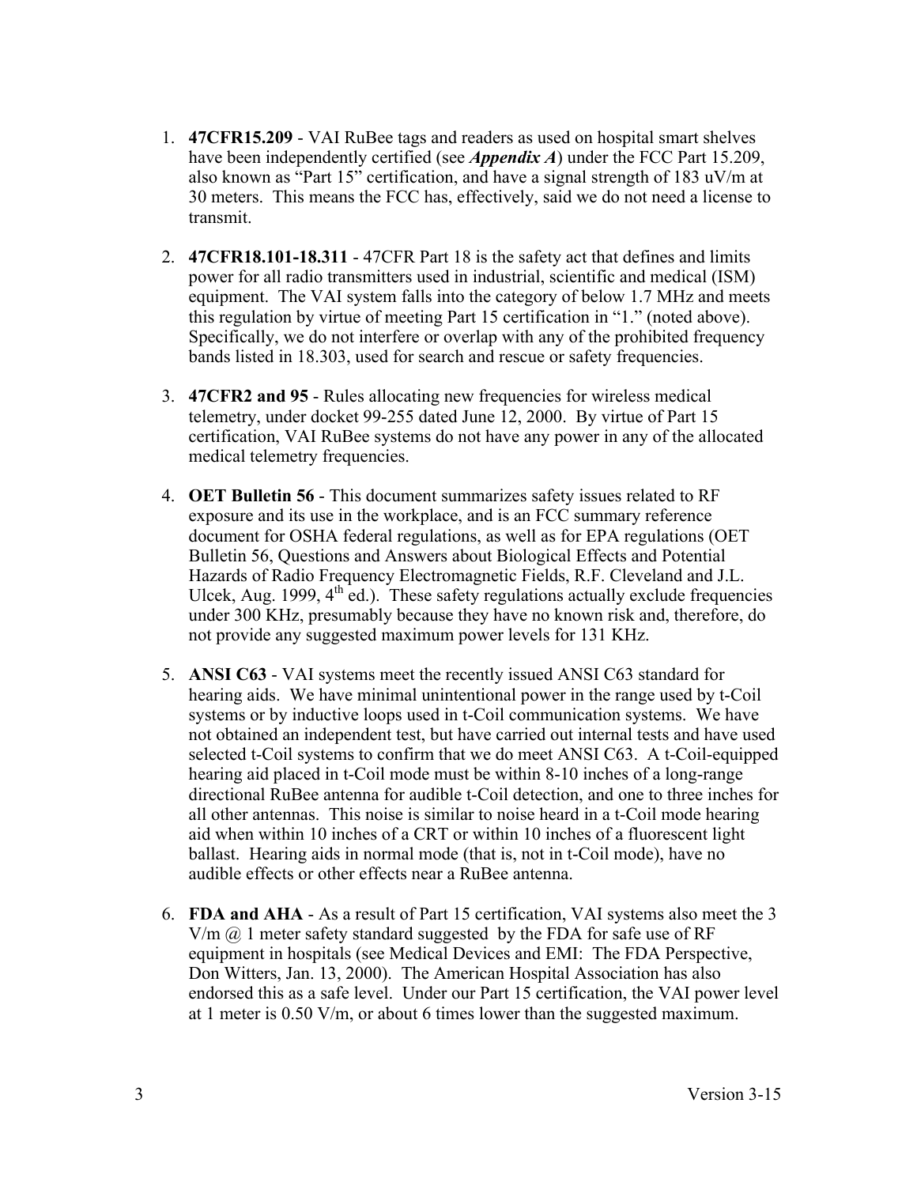1. **47CFR15.209** - VAI RuBee tags and readers as used on hospital smart shelves have been independently certified (see ***Appendix A***) under the FCC Part 15.209, also known as "Part 15" certification, and have a signal strength of 183 uV/m at 30 meters. This means the FCC has, effectively, said we do not need a license to transmit.

2. **47CFR18.101-18.311** - 47CFR Part 18 is the safety act that defines and limits power for all radio transmitters used in industrial, scientific and medical (ISM) equipment. The VAI system falls into the category of below 1.7 MHz and meets this regulation by virtue of meeting Part 15 certification in "1." (noted above). Specifically, we do not interfere or overlap with any of the prohibited frequency bands listed in 18.303, used for search and rescue or safety frequencies.

3. **47CFR2 and 95** - Rules allocating new frequencies for wireless medical telemetry, under docket 99-255 dated June 12, 2000. By virtue of Part 15 certification, VAI RuBee systems do not have any power in any of the allocated medical telemetry frequencies.

4. **OET Bulletin 56** - This document summarizes safety issues related to RF exposure and its use in the workplace, and is an FCC summary reference document for OSHA federal regulations, as well as for EPA regulations (OET Bulletin 56, Questions and Answers about Biological Effects and Potential Hazards of Radio Frequency Electromagnetic Fields, R.F. Cleveland and J.L. Ulcek, Aug. 1999, 4th ed.). These safety regulations actually exclude frequencies under 300 KHz, presumably because they have no known risk and, therefore, do not provide any suggested maximum power levels for 131 KHz.

5. **ANSI C63** - VAI systems meet the recently issued ANSI C63 standard for hearing aids. We have minimal unintentional power in the range used by t-Coil systems or by inductive loops used in t-Coil communication systems. We have not obtained an independent test, but have carried out internal tests and have used selected t-Coil systems to confirm that we do meet ANSI C63. A t-Coil-equipped hearing aid placed in t-Coil mode must be within 8-10 inches of a long-range directional RuBee antenna for audible t-Coil detection, and one to three inches for all other antennas. This noise is similar to noise heard in a t-Coil mode hearing aid when within 10 inches of a CRT or within 10 inches of a fluorescent light ballast. Hearing aids in normal mode (that is, not in t-Coil mode), have no audible effects or other effects near a RuBee antenna.

6. **FDA and AHA** - As a result of Part 15 certification, VAI systems also meet the 3 V/m @ 1 meter safety standard suggested by the FDA for safe use of RF equipment in hospitals (see Medical Devices and EMI: The FDA Perspective, Don Witters, Jan. 13, 2000). The American Hospital Association has also endorsed this as a safe level. Under our Part 15 certification, the VAI power level at 1 meter is 0.50 V/m, or about 6 times lower than the suggested maximum.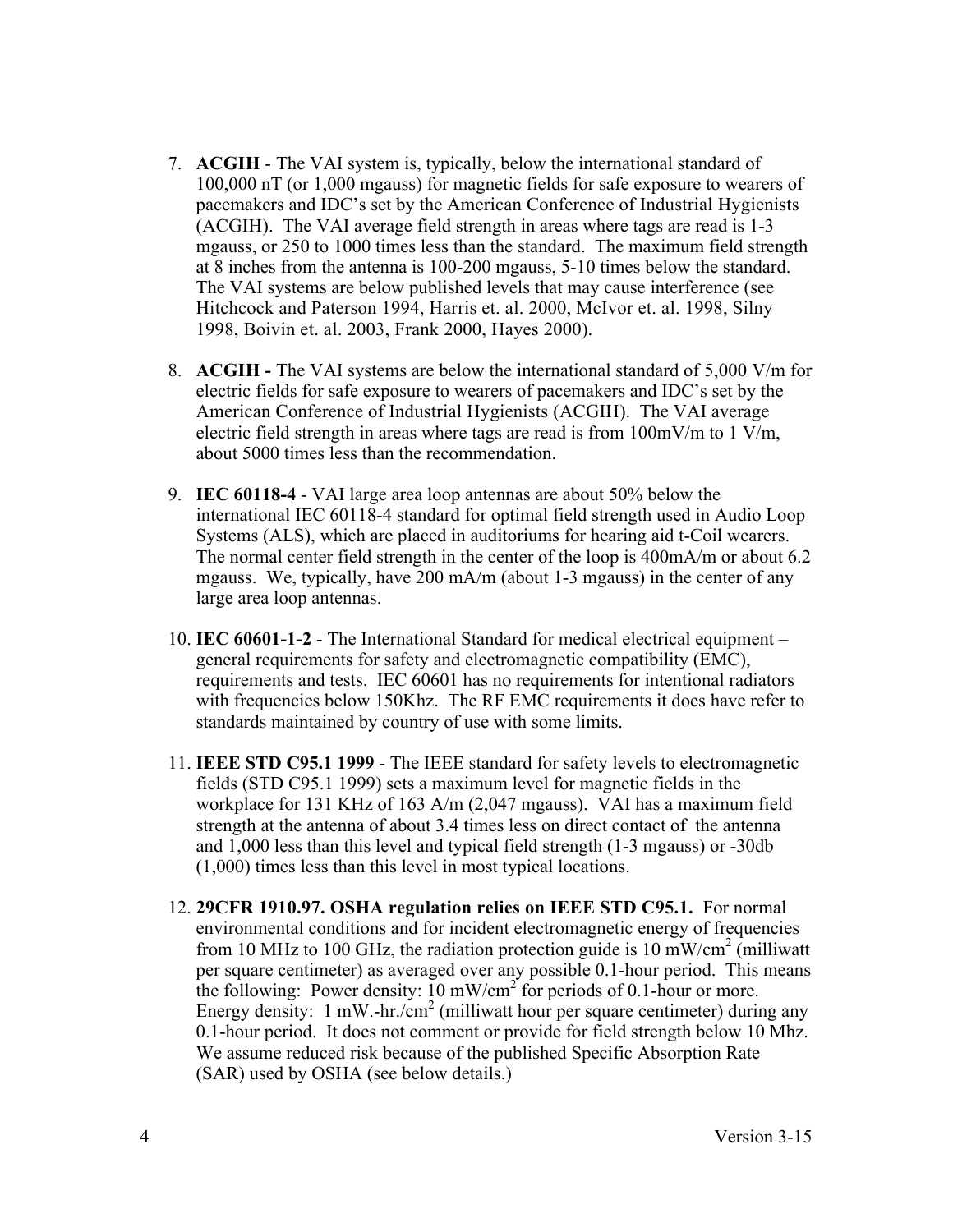7. **ACGIH** - The VAI system is, typically, below the international standard of 100,000 nT (or 1,000 mgauss) for magnetic fields for safe exposure to wearers of pacemakers and IDC's set by the American Conference of Industrial Hygienists (ACGIH). The VAI average field strength in areas where tags are read is 1-3 mgauss, or 250 to 1000 times less than the standard. The maximum field strength at 8 inches from the antenna is 100-200 mgauss, 5-10 times below the standard. The VAI systems are below published levels that may cause interference (see Hitchcock and Paterson 1994, Harris et. al. 2000, McIvor et. al. 1998, Silny 1998, Boivin et. al. 2003, Frank 2000, Hayes 2000).

8. **ACGIH -** The VAI systems are below the international standard of 5,000 V/m for electric fields for safe exposure to wearers of pacemakers and IDC's set by the American Conference of Industrial Hygienists (ACGIH). The VAI average electric field strength in areas where tags are read is from 100mV/m to 1 V/m, about 5000 times less than the recommendation.

9. **IEC 60118-4** - VAI large area loop antennas are about 50% below the international IEC 60118-4 standard for optimal field strength used in Audio Loop Systems (ALS), which are placed in auditoriums for hearing aid t-Coil wearers. The normal center field strength in the center of the loop is 400mA/m or about 6.2 mgauss. We, typically, have 200 mA/m (about 1-3 mgauss) in the center of any large area loop antennas.

10. **IEC 60601-1-2** - The International Standard for medical electrical equipment – general requirements for safety and electromagnetic compatibility (EMC), requirements and tests. IEC 60601 has no requirements for intentional radiators with frequencies below 150Khz. The RF EMC requirements it does have refer to standards maintained by country of use with some limits.

11. **IEEE STD C95.1 1999** - The IEEE standard for safety levels to electromagnetic fields (STD C95.1 1999) sets a maximum level for magnetic fields in the workplace for 131 KHz of 163 A/m (2,047 mgauss). VAI has a maximum field strength at the antenna of about 3.4 times less on direct contact of the antenna and 1,000 less than this level and typical field strength (1-3 mgauss) or -30db (1,000) times less than this level in most typical locations.

12. **29CFR 1910.97. OSHA regulation relies on IEEE STD C95.1.** For normal environmental conditions and for incident electromagnetic energy of frequencies from 10 MHz to 100 GHz, the radiation protection guide is 10 mW/cm$^2$ (milliwatt per square centimeter) as averaged over any possible 0.1-hour period. This means the following: Power density: 10 mW/cm$^2$ for periods of 0.1-hour or more. Energy density: 1 mW.-hr./cm$^2$ (milliwatt hour per square centimeter) during any 0.1-hour period. It does not comment or provide for field strength below 10 Mhz. We assume reduced risk because of the published Specific Absorption Rate (SAR) used by OSHA (see below details.)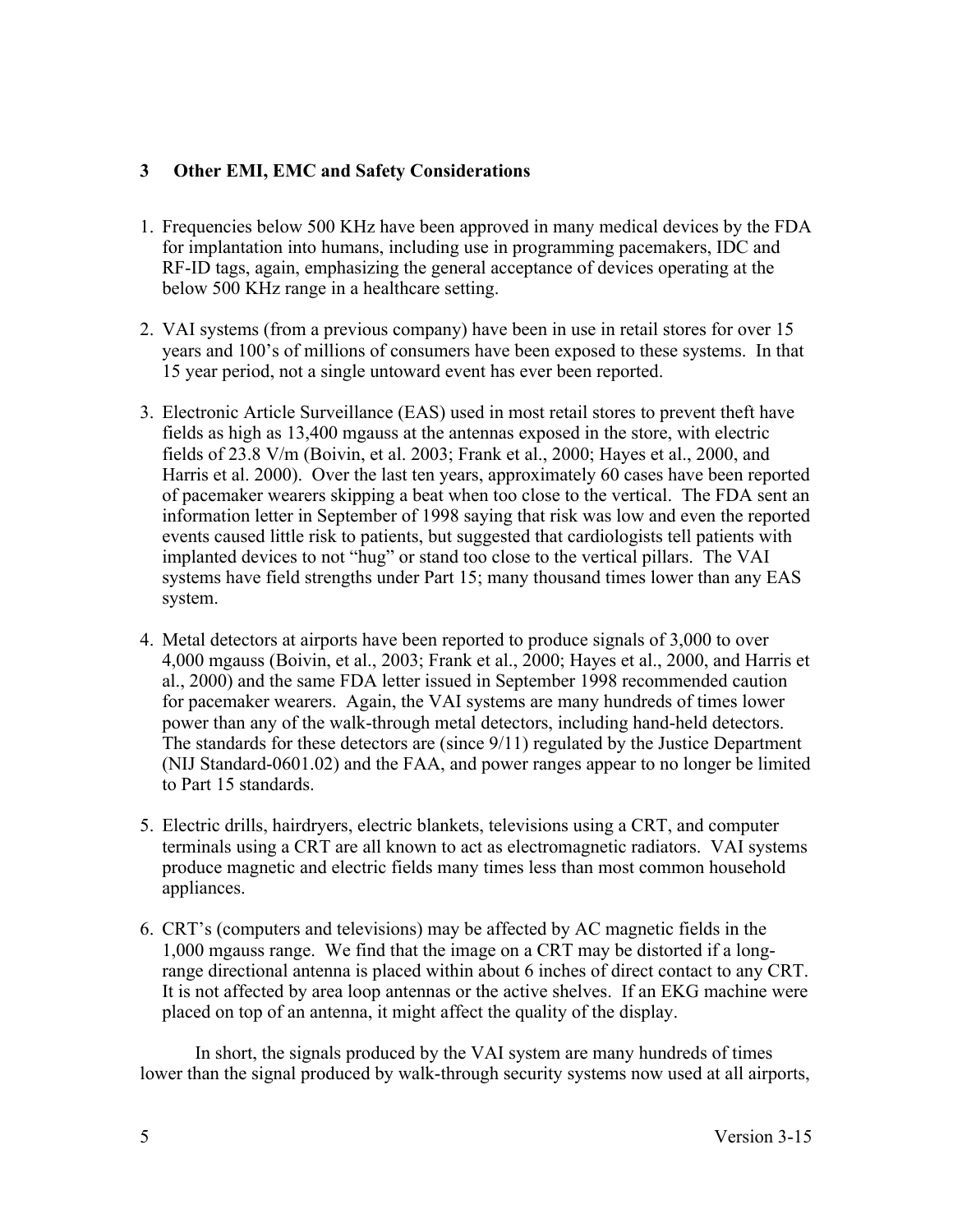## 3 Other EMI, EMC and Safety Considerations

1. Frequencies below 500 KHz have been approved in many medical devices by the FDA for implantation into humans, including use in programming pacemakers, IDC and RF-ID tags, again, emphasizing the general acceptance of devices operating at the below 500 KHz range in a healthcare setting.

2. VAI systems (from a previous company) have been in use in retail stores for over 15 years and 100's of millions of consumers have been exposed to these systems. In that 15 year period, not a single untoward event has ever been reported.

3. Electronic Article Surveillance (EAS) used in most retail stores to prevent theft have fields as high as 13,400 mgauss at the antennas exposed in the store, with electric fields of 23.8 V/m (Boivin, et al. 2003; Frank et al., 2000; Hayes et al., 2000, and Harris et al. 2000). Over the last ten years, approximately 60 cases have been reported of pacemaker wearers skipping a beat when too close to the vertical. The FDA sent an information letter in September of 1998 saying that risk was low and even the reported events caused little risk to patients, but suggested that cardiologists tell patients with implanted devices to not "hug" or stand too close to the vertical pillars. The VAI systems have field strengths under Part 15; many thousand times lower than any EAS system.

4. Metal detectors at airports have been reported to produce signals of 3,000 to over 4,000 mgauss (Boivin, et al., 2003; Frank et al., 2000; Hayes et al., 2000, and Harris et al., 2000) and the same FDA letter issued in September 1998 recommended caution for pacemaker wearers. Again, the VAI systems are many hundreds of times lower power than any of the walk-through metal detectors, including hand-held detectors. The standards for these detectors are (since 9/11) regulated by the Justice Department (NIJ Standard-0601.02) and the FAA, and power ranges appear to no longer be limited to Part 15 standards.

5. Electric drills, hairdryers, electric blankets, televisions using a CRT, and computer terminals using a CRT are all known to act as electromagnetic radiators. VAI systems produce magnetic and electric fields many times less than most common household appliances.

6. CRT's (computers and televisions) may be affected by AC magnetic fields in the 1,000 mgauss range. We find that the image on a CRT may be distorted if a long-range directional antenna is placed within about 6 inches of direct contact to any CRT. It is not affected by area loop antennas or the active shelves. If an EKG machine were placed on top of an antenna, it might affect the quality of the display.

In short, the signals produced by the VAI system are many hundreds of times lower than the signal produced by walk-through security systems now used at all airports,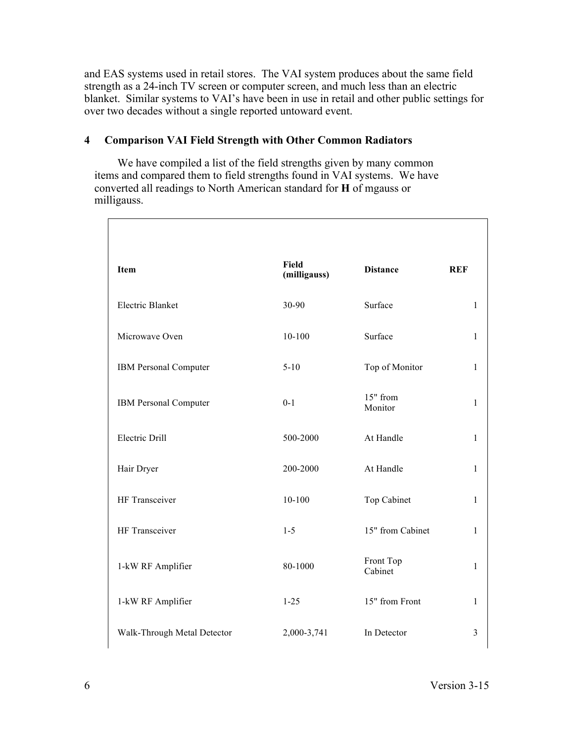and EAS systems used in retail stores. The VAI system produces about the same field strength as a 24-inch TV screen or computer screen, and much less than an electric blanket. Similar systems to VAI's have been in use in retail and other public settings for over two decades without a single reported untoward event.

## 4 Comparison VAI Field Strength with Other Common Radiators

We have compiled a list of the field strengths given by many common items and compared them to field strengths found in VAI systems. We have converted all readings to North American standard for **H** of mgauss or milligauss.

| Item | Field (milligauss) | Distance | REF |
|---|---|---|---|
| Electric Blanket | 30-90 | Surface | 1 |
| Microwave Oven | 10-100 | Surface | 1 |
| IBM Personal Computer | 5-10 | Top of Monitor | 1 |
| IBM Personal Computer | 0-1 | 15" from Monitor | 1 |
| Electric Drill | 500-2000 | At Handle | 1 |
| Hair Dryer | 200-2000 | At Handle | 1 |
| HF Transceiver | 10-100 | Top Cabinet | 1 |
| HF Transceiver | 1-5 | 15" from Cabinet | 1 |
| 1-kW RF Amplifier | 80-1000 | Front Top Cabinet | 1 |
| 1-kW RF Amplifier | 1-25 | 15" from Front | 1 |
| Walk-Through Metal Detector | 2,000-3,741 | In Detector | 3 |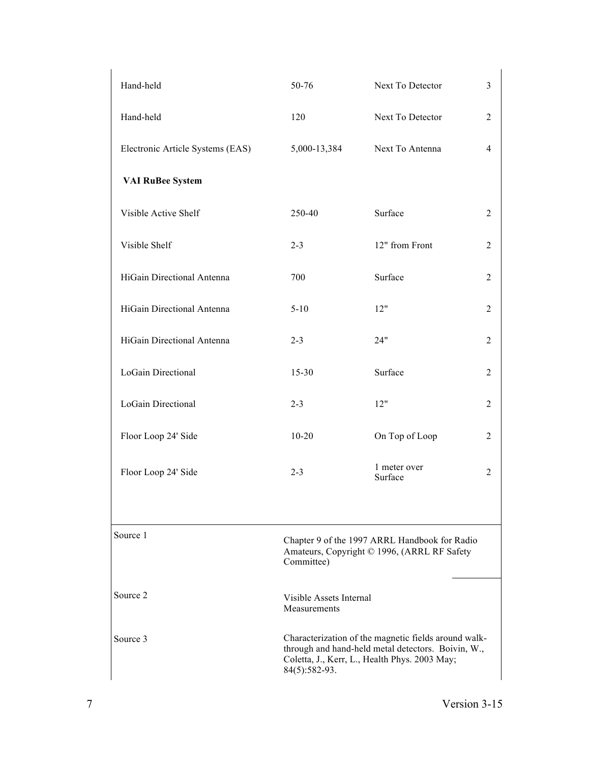| | | | |
|---|---|---|---|
| Hand-held | 50-76 | Next To Detector | 3 |
| Hand-held | 120 | Next To Detector | 2 |
| Electronic Article Systems (EAS) | 5,000-13,384 | Next To Antenna | 4 |
| **VAI RuBee System** | | | |
| Visible Active Shelf | 250-40 | Surface | 2 |
| Visible Shelf | 2-3 | 12" from Front | 2 |
| HiGain Directional Antenna | 700 | Surface | 2 |
| HiGain Directional Antenna | 5-10 | 12" | 2 |
| HiGain Directional Antenna | 2-3 | 24" | 2 |
| LoGain Directional | 15-30 | Surface | 2 |
| LoGain Directional | 2-3 | 12" | 2 |
| Floor Loop 24' Side | 10-20 | On Top of Loop | 2 |
| Floor Loop 24' Side | 2-3 | 1 meter over Surface | 2 |

| | |
|---|---|
| Source 1 | Chapter 9 of the 1997 ARRL Handbook for Radio Amateurs, Copyright © 1996, (ARRL RF Safety Committee) |
| Source 2 | Visible Assets Internal Measurements |
| Source 3 | Characterization of the magnetic fields around walk-through and hand-held metal detectors. Boivin, W., Coletta, J., Kerr, L., Health Phys. 2003 May; 84(5):582-93. |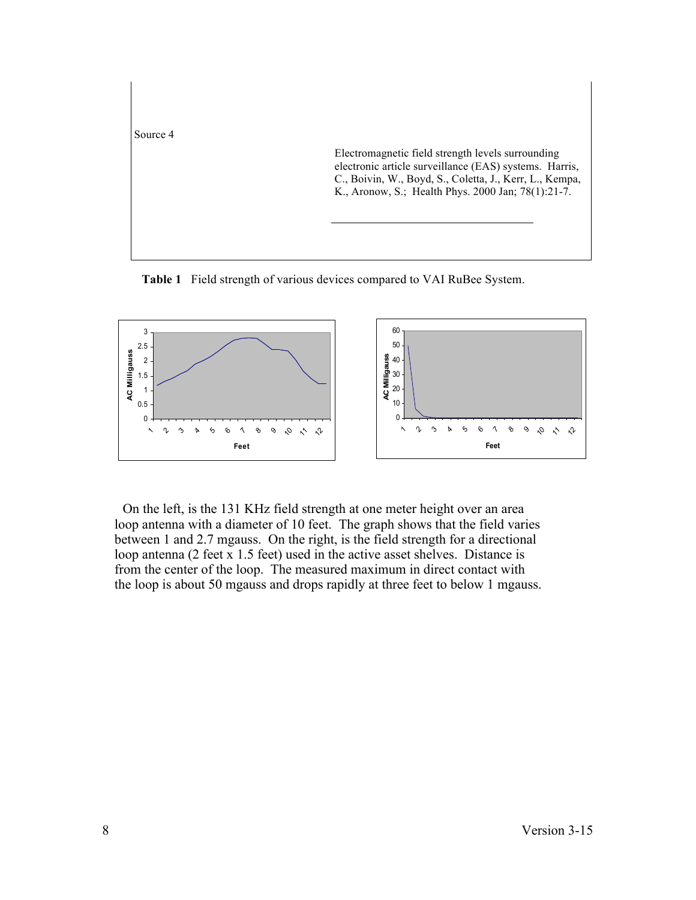| Source 4 | Electromagnetic field strength levels surrounding electronic article surveillance (EAS) systems. Harris, C., Boivin, W., Boyd, S., Coletta, J., Kerr, L., Kempa, K., Aronow, S.; Health Phys. 2000 Jan; 78(1):21-7. |
| --- | --- |

**Table 1** Field strength of various devices compared to VAI RuBee System.

On the left, is the 131 KHz field strength at one meter height over an area loop antenna with a diameter of 10 feet. The graph shows that the field varies between 1 and 2.7 mgauss. On the right, is the field strength for a directional loop antenna (2 feet x 1.5 feet) used in the active asset shelves. Distance is from the center of the loop. The measured maximum in direct contact with the loop is about 50 mgauss and drops rapidly at three feet to below 1 mgauss.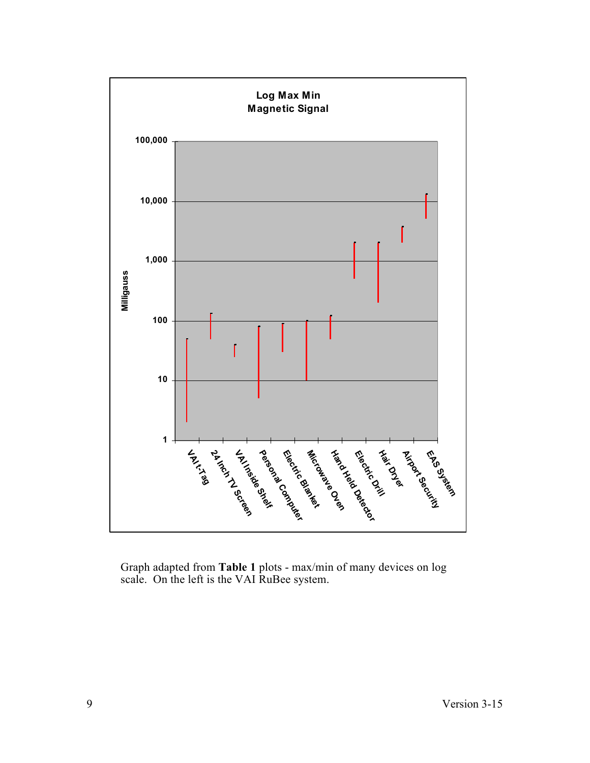**Log Max Min**
**Magnetic Signal**

Graph adapted from **Table 1** plots - max/min of many devices on log scale. On the left is the VAI RuBee system.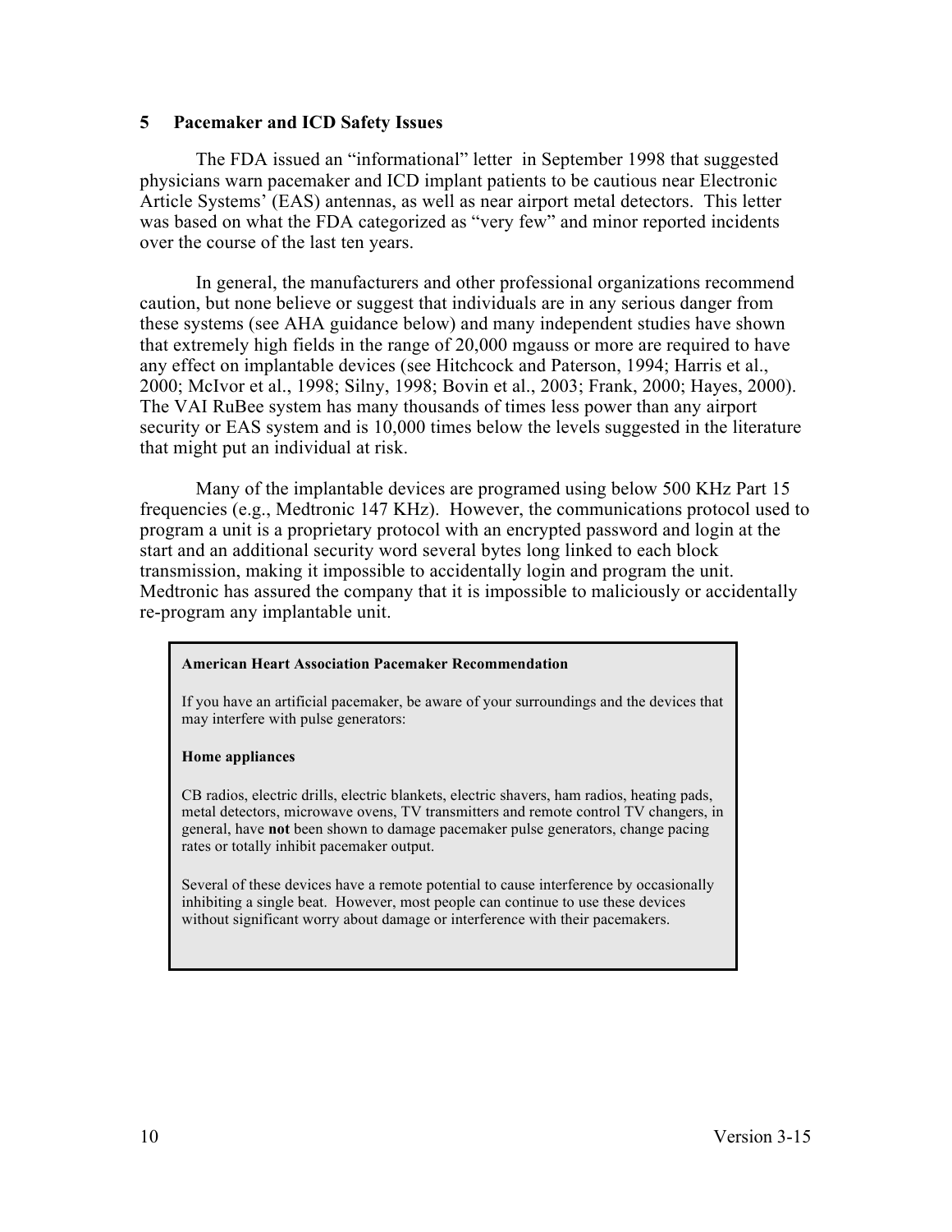## 5 Pacemaker and ICD Safety Issues

The FDA issued an "informational" letter in September 1998 that suggested physicians warn pacemaker and ICD implant patients to be cautious near Electronic Article Systems' (EAS) antennas, as well as near airport metal detectors. This letter was based on what the FDA categorized as "very few" and minor reported incidents over the course of the last ten years.

In general, the manufacturers and other professional organizations recommend caution, but none believe or suggest that individuals are in any serious danger from these systems (see AHA guidance below) and many independent studies have shown that extremely high fields in the range of 20,000 mgauss or more are required to have any effect on implantable devices (see Hitchcock and Paterson, 1994; Harris et al., 2000; McIvor et al., 1998; Silny, 1998; Bovin et al., 2003; Frank, 2000; Hayes, 2000). The VAI RuBee system has many thousands of times less power than any airport security or EAS system and is 10,000 times below the levels suggested in the literature that might put an individual at risk.

Many of the implantable devices are programed using below 500 KHz Part 15 frequencies (e.g., Medtronic 147 KHz). However, the communications protocol used to program a unit is a proprietary protocol with an encrypted password and login at the start and an additional security word several bytes long linked to each block transmission, making it impossible to accidentally login and program the unit. Medtronic has assured the company that it is impossible to maliciously or accidentally re-program any implantable unit.

> **American Heart Association Pacemaker Recommendation**
>
> If you have an artificial pacemaker, be aware of your surroundings and the devices that may interfere with pulse generators:
>
> **Home appliances**
>
> CB radios, electric drills, electric blankets, electric shavers, ham radios, heating pads, metal detectors, microwave ovens, TV transmitters and remote control TV changers, in general, have **not** been shown to damage pacemaker pulse generators, change pacing rates or totally inhibit pacemaker output.
>
> Several of these devices have a remote potential to cause interference by occasionally inhibiting a single beat. However, most people can continue to use these devices without significant worry about damage or interference with their pacemakers.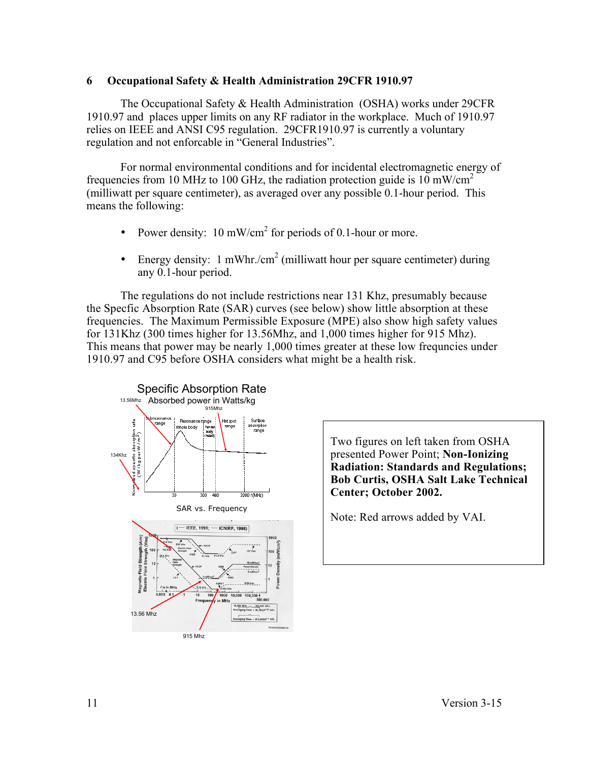## 6 Occupational Safety & Health Administration 29CFR 1910.97

The Occupational Safety & Health Administration (OSHA) works under 29CFR 1910.97 and places upper limits on any RF radiator in the workplace. Much of 1910.97 relies on IEEE and ANSI C95 regulation. 29CFR1910.97 is currently a voluntary regulation and not enforcable in "General Industries".

For normal environmental conditions and for incidental electromagnetic energy of frequencies from 10 MHz to 100 GHz, the radiation protection guide is 10 mW/cm$^2$ (milliwatt per square centimeter), as averaged over any possible 0.1-hour period. This means the following:

- Power density: 10 mW/cm$^2$ for periods of 0.1-hour or more.
- Energy density: 1 mWhr./cm$^2$ (milliwatt hour per square centimeter) during any 0.1-hour period.

The regulations do not include restrictions near 131 Khz, presumably because the Specfic Absorption Rate (SAR) curves (see below) show little absorption at these frequencies. The Maximum Permissible Exposure (MPE) also show high safety values for 131Khz (300 times higher for 13.56Mhz, and 1,000 times higher for 915 Mhz). This means that power may be nearly 1,000 times greater at these low frequncies under 1910.97 and C95 before OSHA considers what might be a health risk.

Specific Absorption Rate

Absorbed power in Watts/kg

SAR vs. Frequency

Two figures on left taken from OSHA presented Power Point; **Non-Ionizing Radiation: Standards and Regulations; Bob Curtis, OSHA Salt Lake Technical Center; October 2002.**

Note: Red arrows added by VAI.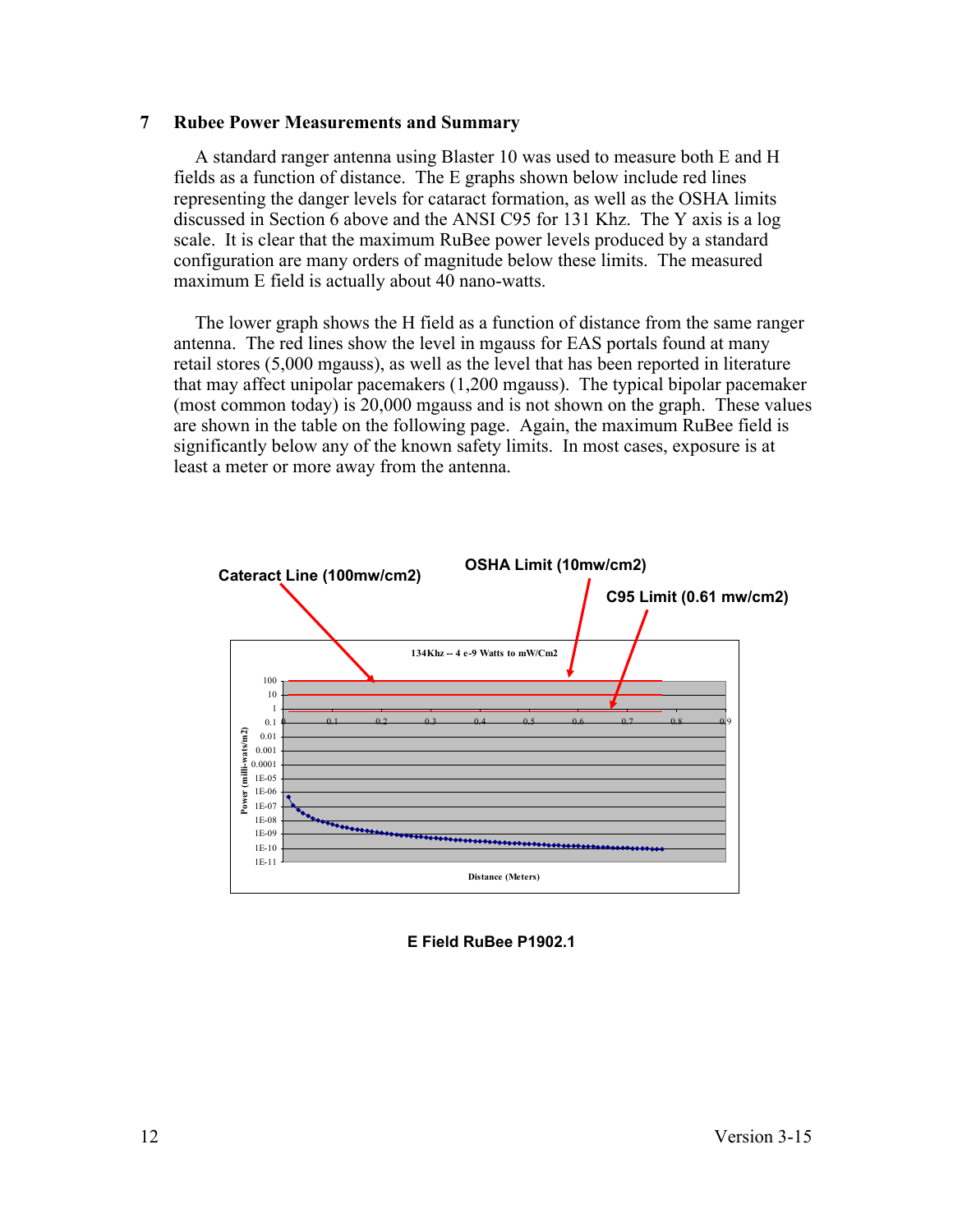## 7 Rubee Power Measurements and Summary

A standard ranger antenna using Blaster 10 was used to measure both E and H fields as a function of distance. The E graphs shown below include red lines representing the danger levels for cataract formation, as well as the OSHA limits discussed in Section 6 above and the ANSI C95 for 131 Khz. The Y axis is a log scale. It is clear that the maximum RuBee power levels produced by a standard configuration are many orders of magnitude below these limits. The measured maximum E field is actually about 40 nano-watts.

The lower graph shows the H field as a function of distance from the same ranger antenna. The red lines show the level in mgauss for EAS portals found at many retail stores (5,000 mgauss), as well as the level that has been reported in literature that may affect unipolar pacemakers (1,200 mgauss). The typical bipolar pacemaker (most common today) is 20,000 mgauss and is not shown on the graph. These values are shown in the table on the following page. Again, the maximum RuBee field is significantly below any of the known safety limits. In most cases, exposure is at least a meter or more away from the antenna.

Cateract Line (100mw/cm2)

OSHA Limit (10mw/cm2)

C95 Limit (0.61 mw/cm2)

134Khz -- 4 e-9 Watts to mW/Cm2

Power (milli-wats/m2)

Distance (Meters)

**E Field RuBee P1902.1**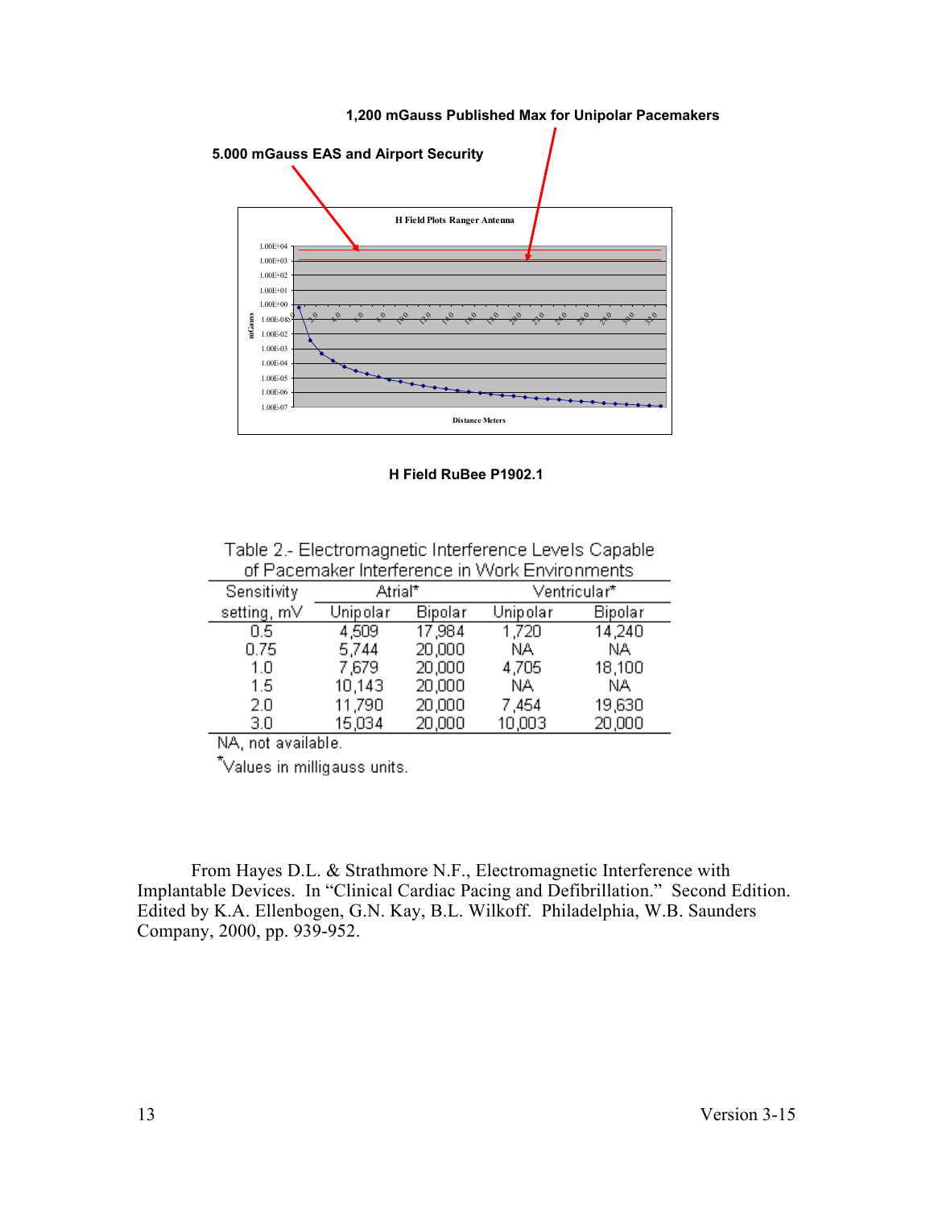1,200 mGauss Published Max for Unipolar Pacemakers

5.000 mGauss EAS and Airport Security

H Field Plots Ranger Antenna

**H Field RuBee P1902.1**

Table 2.- Electromagnetic Interference Levels Capable of Pacemaker Interference in Work Environments

| Sensitivity setting, mV | Atrial* Unipolar | Atrial* Bipolar | Ventricular* Unipolar | Ventricular* Bipolar |
|---|---|---|---|---|
| 0.5 | 4,509 | 17,984 | 1,720 | 14,240 |
| 0.75 | 5,744 | 20,000 | NA | NA |
| 1.0 | 7,679 | 20,000 | 4,705 | 18,100 |
| 1.5 | 10,143 | 20,000 | NA | NA |
| 2.0 | 11,790 | 20,000 | 7,454 | 19,630 |
| 3.0 | 15,034 | 20,000 | 10,003 | 20,000 |

NA, not available.

*Values in milligauss units.

From Hayes D.L. & Strathmore N.F., Electromagnetic Interference with Implantable Devices. In "Clinical Cardiac Pacing and Defibrillation." Second Edition. Edited by K.A. Ellenbogen, G.N. Kay, B.L. Wilkoff. Philadelphia, W.B. Saunders Company, 2000, pp. 939-952.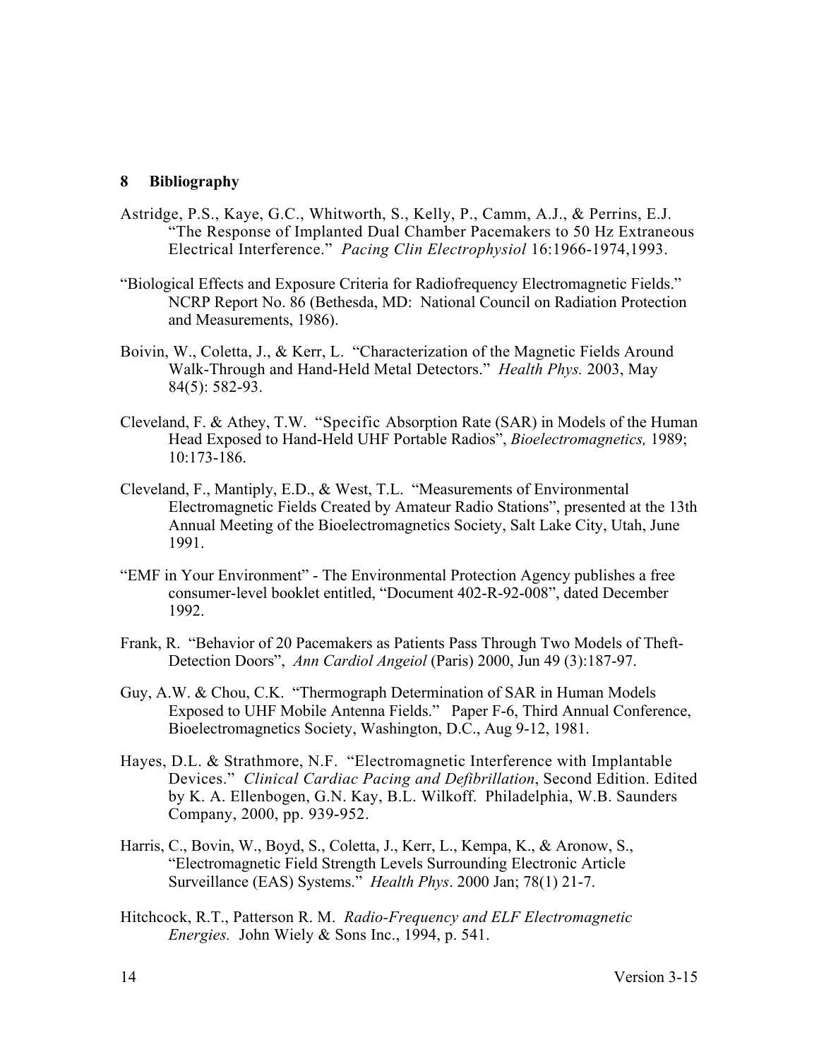## 8 Bibliography

Astridge, P.S., Kaye, G.C., Whitworth, S., Kelly, P., Camm, A.J., & Perrins, E.J. "The Response of Implanted Dual Chamber Pacemakers to 50 Hz Extraneous Electrical Interference." *Pacing Clin Electrophysiol* 16:1966-1974,1993.

"Biological Effects and Exposure Criteria for Radiofrequency Electromagnetic Fields." NCRP Report No. 86 (Bethesda, MD: National Council on Radiation Protection and Measurements, 1986).

Boivin, W., Coletta, J., & Kerr, L. "Characterization of the Magnetic Fields Around Walk-Through and Hand-Held Metal Detectors." *Health Phys.* 2003, May 84(5): 582-93.

Cleveland, F. & Athey, T.W. "Specific Absorption Rate (SAR) in Models of the Human Head Exposed to Hand-Held UHF Portable Radios", *Bioelectromagnetics,* 1989; 10:173-186.

Cleveland, F., Mantiply, E.D., & West, T.L. "Measurements of Environmental Electromagnetic Fields Created by Amateur Radio Stations", presented at the 13th Annual Meeting of the Bioelectromagnetics Society, Salt Lake City, Utah, June 1991.

"EMF in Your Environment" - The Environmental Protection Agency publishes a free consumer-level booklet entitled, "Document 402-R-92-008", dated December 1992.

Frank, R. "Behavior of 20 Pacemakers as Patients Pass Through Two Models of Theft-Detection Doors", *Ann Cardiol Angeiol* (Paris) 2000, Jun 49 (3):187-97.

Guy, A.W. & Chou, C.K. "Thermograph Determination of SAR in Human Models Exposed to UHF Mobile Antenna Fields." Paper F-6, Third Annual Conference, Bioelectromagnetics Society, Washington, D.C., Aug 9-12, 1981.

Hayes, D.L. & Strathmore, N.F. "Electromagnetic Interference with Implantable Devices." *Clinical Cardiac Pacing and Defibrillation*, Second Edition. Edited by K. A. Ellenbogen, G.N. Kay, B.L. Wilkoff. Philadelphia, W.B. Saunders Company, 2000, pp. 939-952.

Harris, C., Bovin, W., Boyd, S., Coletta, J., Kerr, L., Kempa, K., & Aronow, S., "Electromagnetic Field Strength Levels Surrounding Electronic Article Surveillance (EAS) Systems." *Health Phys*. 2000 Jan; 78(1) 21-7.

Hitchcock, R.T., Patterson R. M. *Radio-Frequency and ELF Electromagnetic Energies.* John Wiely & Sons Inc., 1994, p. 541.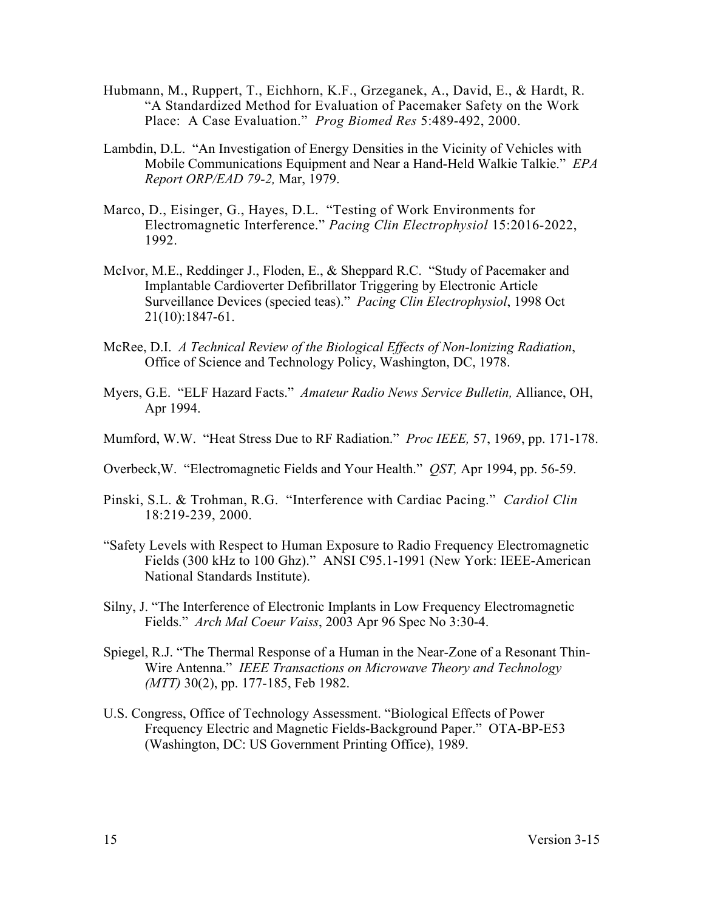Hubmann, M., Ruppert, T., Eichhorn, K.F., Grzeganek, A., David, E., & Hardt, R. "A Standardized Method for Evaluation of Pacemaker Safety on the Work Place: A Case Evaluation." *Prog Biomed Res* 5:489-492, 2000.

Lambdin, D.L. "An Investigation of Energy Densities in the Vicinity of Vehicles with Mobile Communications Equipment and Near a Hand-Held Walkie Talkie." *EPA Report ORP/EAD 79-2,* Mar, 1979.

Marco, D., Eisinger, G., Hayes, D.L. "Testing of Work Environments for Electromagnetic Interference." *Pacing Clin Electrophysiol* 15:2016-2022, 1992.

McIvor, M.E., Reddinger J., Floden, E., & Sheppard R.C. "Study of Pacemaker and Implantable Cardioverter Defibrillator Triggering by Electronic Article Surveillance Devices (specied teas)." *Pacing Clin Electrophysiol*, 1998 Oct 21(10):1847-61.

McRee, D.I. *A Technical Review of the Biological Effects of Non-lonizing Radiation*, Office of Science and Technology Policy, Washington, DC, 1978.

Myers, G.E. "ELF Hazard Facts." *Amateur Radio News Service Bulletin,* Alliance, OH, Apr 1994.

Mumford, W.W. "Heat Stress Due to RF Radiation." *Proc IEEE,* 57, 1969, pp. 171-178.

Overbeck,W. "Electromagnetic Fields and Your Health." *QST,* Apr 1994, pp. 56-59.

Pinski, S.L. & Trohman, R.G. "Interference with Cardiac Pacing." *Cardiol Clin* 18:219-239, 2000.

"Safety Levels with Respect to Human Exposure to Radio Frequency Electromagnetic Fields (300 kHz to 100 Ghz)." ANSI C95.1-1991 (New York: IEEE-American National Standards Institute).

Silny, J. "The Interference of Electronic Implants in Low Frequency Electromagnetic Fields." *Arch Mal Coeur Vaiss*, 2003 Apr 96 Spec No 3:30-4.

Spiegel, R.J. "The Thermal Response of a Human in the Near-Zone of a Resonant Thin-Wire Antenna." *IEEE Transactions on Microwave Theory and Technology (MTT)* 30(2), pp. 177-185, Feb 1982.

U.S. Congress, Office of Technology Assessment. "Biological Effects of Power Frequency Electric and Magnetic Fields-Background Paper." OTA-BP-E53 (Washington, DC: US Government Printing Office), 1989.